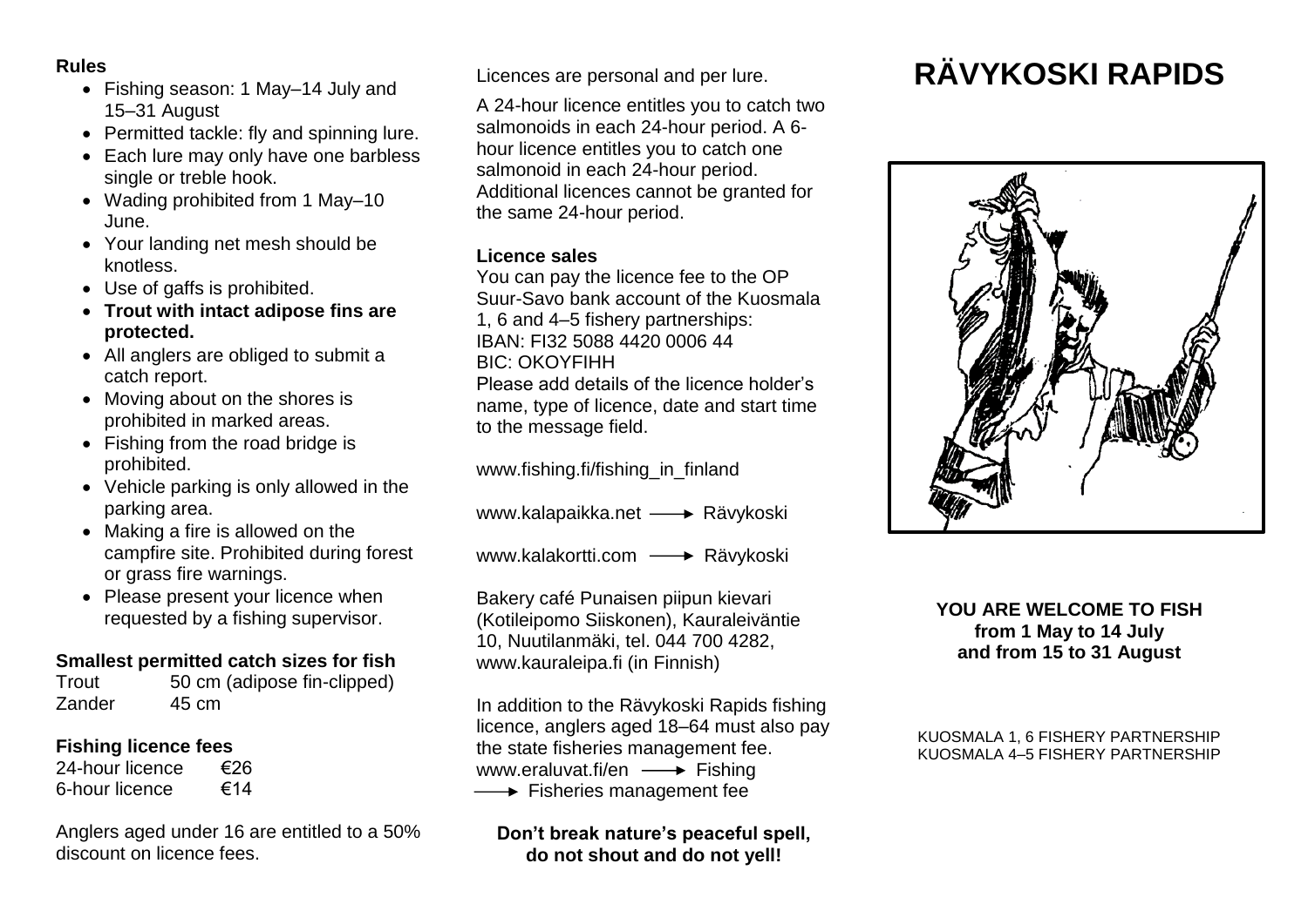### Rules

- Fishing season: 1 May–14 July and 15–31 August
- Permitted tackle: fly and spinning lure.
- Each lure may only have one barbless single or treble hook.
- Wading prohibited from 1 May–10 June.
- Your landing net mesh should be knotless.
- Use of gaffs is prohibited.
- **Trout with intact adipose fins are protected.**
- All anglers are obliged to submit a catch report.
- Moving about on the shores is prohibited in marked areas.
- Fishing from the road bridge is prohibited.
- Vehicle parking is only allowed in the parking area.
- Making a fire is allowed on the campfire site. Prohibited during forest or grass fire warnings.
- Please present your licence when requested by a fishing supervisor.

### Smallest permitted catch sizes for fish

| | |
|---|---|
| Trout | 50 cm (adipose fin-clipped) |
| Zander | 45 cm |

### Fishing licence fees

| | |
|---|---|
| 24-hour licence | €26 |
| 6-hour licence | €14 |

Anglers aged under 16 are entitled to a 50% discount on licence fees.

Licences are personal and per lure.

A 24-hour licence entitles you to catch two salmonoids in each 24-hour period. A 6-hour licence entitles you to catch one salmonoid in each 24-hour period. Additional licences cannot be granted for the same 24-hour period.

### Licence sales

You can pay the licence fee to the OP Suur-Savo bank account of the Kuosmala 1, 6 and 4–5 fishery partnerships:
IBAN: FI32 5088 4420 0006 44
BIC: OKOYFIHH
Please add details of the licence holder's name, type of licence, date and start time to the message field.

www.fishing.fi/fishing_in_finland

www.kalapaikka.net → Rävykoski

www.kalakortti.com → Rävykoski

Bakery café Punaisen piipun kievari (Kotileipomo Siiskonen), Kauraleiväntie 10, Nuutilanmäki, tel. 044 700 4282, www.kauraleipa.fi (in Finnish)

In addition to the Rävykoski Rapids fishing licence, anglers aged 18–64 must also pay the state fisheries management fee.
www.eraluvat.fi/en → Fishing → Fisheries management fee

**Don't break nature's peaceful spell, do not shout and do not yell!**

# RÄVYKOSKI RAPIDS

**YOU ARE WELCOME TO FISH from 1 May to 14 July and from 15 to 31 August**

KUOSMALA 1, 6 FISHERY PARTNERSHIP
KUOSMALA 4–5 FISHERY PARTNERSHIP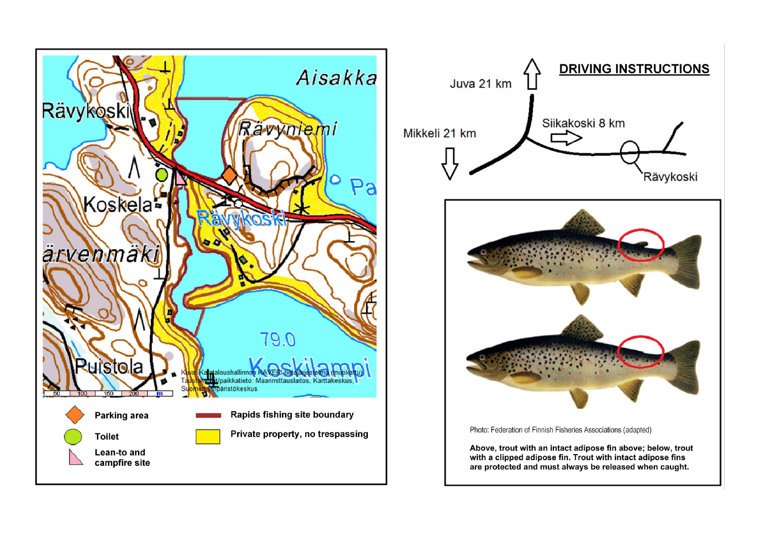Rävykoski

Aisakka

Rävyniemi

Koskela

Rävykoski

ärvenmäki

79.0

Koskilampi

Puistola

Kuva: Kalataloushallinnon KAVERI-tietojärjestelmä (muokattu). Taustakartat/paikkatieto: Maanmittauslaitos, Karttakeskus, Suomen ympäristökeskus

50 100 150 200 m

Parking area

Toilet

Lean-to and campfire site

Rapids fishing site boundary

Private property, no trespassing

## DRIVING INSTRUCTIONS

Juva 21 km

Mikkeli 21 km

Siikakoski 8 km

Rävykoski

Photo: Federation of Finnish Fisheries Associations (adapted)

**Above, trout with an intact adipose fin above; below, trout with a clipped adipose fin. Trout with intact adipose fins are protected and must always be released when caught.**